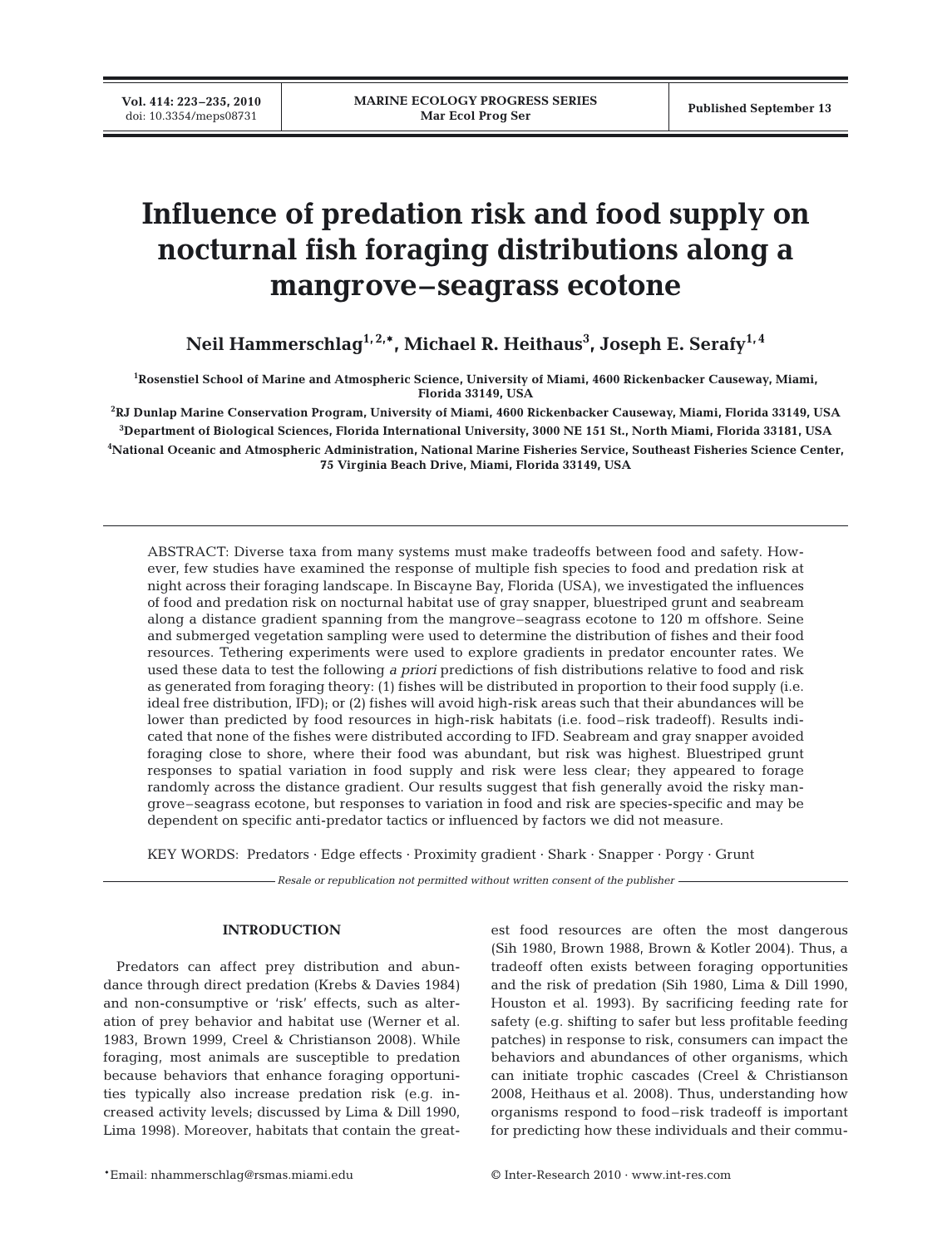# Influence of predation risk and food supply on nocturnal fish foraging distributions along a mangrove–seagrass ecotone

**Neil Hammerschlag[1,2,*], Michael R. Heithaus[3], Joseph E. Serafy[1,4]**

[1]Rosenstiel School of Marine and Atmospheric Science, University of Miami, 4600 Rickenbacker Causeway, Miami, Florida 33149, USA

[2]RJ Dunlap Marine Conservation Program, University of Miami, 4600 Rickenbacker Causeway, Miami, Florida 33149, USA

[3]Department of Biological Sciences, Florida International University, 3000 NE 151 St., North Miami, Florida 33181, USA

[4]National Oceanic and Atmospheric Administration, National Marine Fisheries Service, Southeast Fisheries Science Center, 75 Virginia Beach Drive, Miami, Florida 33149, USA

ABSTRACT: Diverse taxa from many systems must make tradeoffs between food and safety. However, few studies have examined the response of multiple fish species to food and predation risk at night across their foraging landscape. In Biscayne Bay, Florida (USA), we investigated the influences of food and predation risk on nocturnal habitat use of gray snapper, bluestriped grunt and seabream along a distance gradient spanning from the mangrove–seagrass ecotone to 120 m offshore. Seine and submerged vegetation sampling were used to determine the distribution of fishes and their food resources. Tethering experiments were used to explore gradients in predator encounter rates. We used these data to test the following *a priori* predictions of fish distributions relative to food and risk as generated from foraging theory: (1) fishes will be distributed in proportion to their food supply (i.e. ideal free distribution, IFD); or (2) fishes will avoid high-risk areas such that their abundances will be lower than predicted by food resources in high-risk habitats (i.e. food–risk tradeoff). Results indicated that none of the fishes were distributed according to IFD. Seabream and gray snapper avoided foraging close to shore, where their food was abundant, but risk was highest. Bluestriped grunt responses to spatial variation in food supply and risk were less clear; they appeared to forage randomly across the distance gradient. Our results suggest that fish generally avoid the risky mangrove–seagrass ecotone, but responses to variation in food and risk are species-specific and may be dependent on specific anti-predator tactics or influenced by factors we did not measure.

KEY WORDS: Predators · Edge effects · Proximity gradient · Shark · Snapper · Porgy · Grunt

*Resale or republication not permitted without written consent of the publisher*

## INTRODUCTION

Predators can affect prey distribution and abundance through direct predation (Krebs & Davies 1984) and non-consumptive or 'risk' effects, such as alteration of prey behavior and habitat use (Werner et al. 1983, Brown 1999, Creel & Christianson 2008). While foraging, most animals are susceptible to predation because behaviors that enhance foraging opportunities typically also increase predation risk (e.g. increased activity levels; discussed by Lima & Dill 1990, Lima 1998). Moreover, habitats that contain the greatest food resources are often the most dangerous (Sih 1980, Brown 1988, Brown & Kotler 2004). Thus, a tradeoff often exists between foraging opportunities and the risk of predation (Sih 1980, Lima & Dill 1990, Houston et al. 1993). By sacrificing feeding rate for safety (e.g. shifting to safer but less profitable feeding patches) in response to risk, consumers can impact the behaviors and abundances of other organisms, which can initiate trophic cascades (Creel & Christianson 2008, Heithaus et al. 2008). Thus, understanding how organisms respond to food–risk tradeoff is important for predicting how these individuals and their commu-

*Email: nhammerschlag@rsmas.miami.edu

© Inter-Research 2010 · www.int-res.com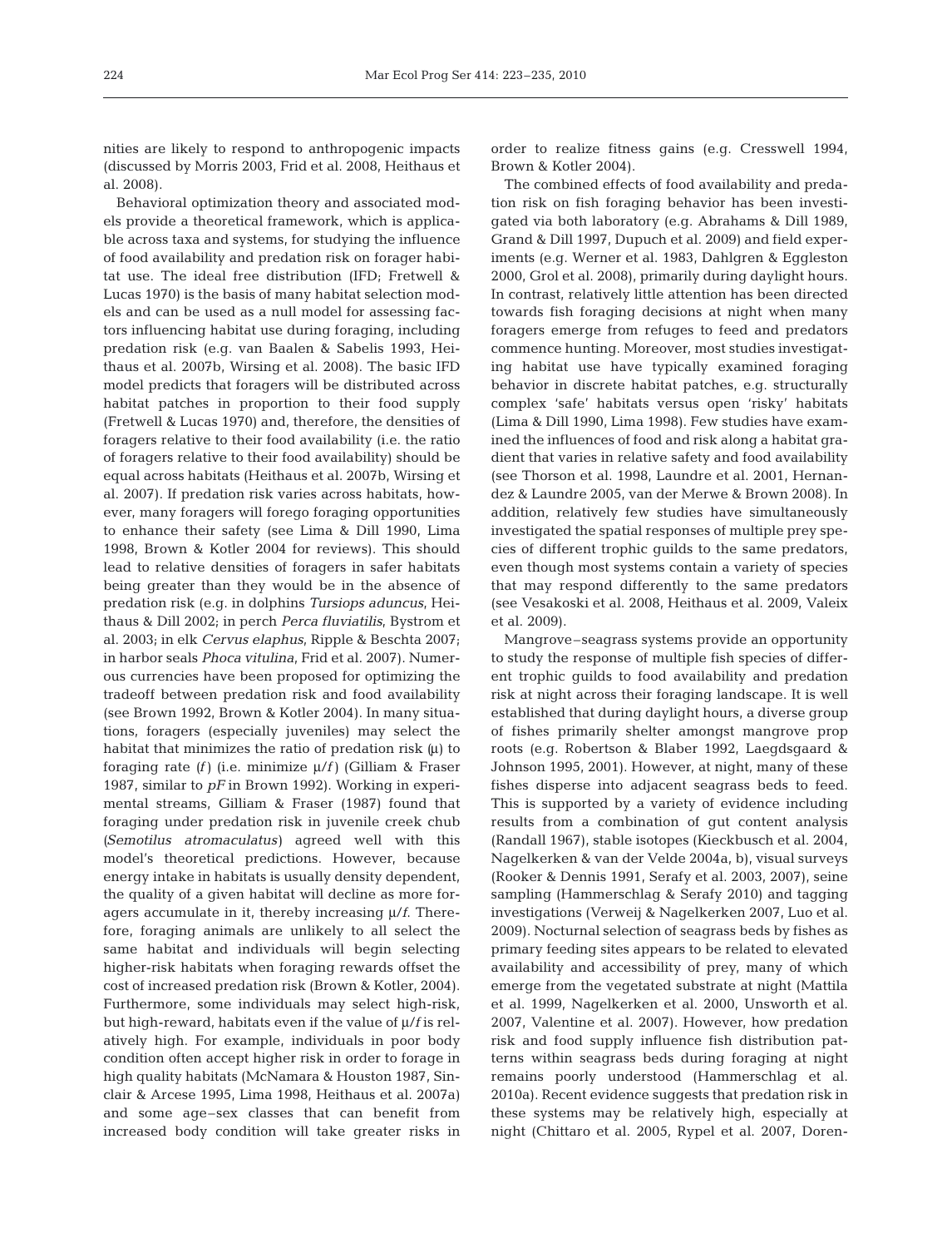nities are likely to respond to anthropogenic impacts (discussed by Morris 2003, Frid et al. 2008, Heithaus et al. 2008).

Behavioral optimization theory and associated models provide a theoretical framework, which is applicable across taxa and systems, for studying the influence of food availability and predation risk on forager habitat use. The ideal free distribution (IFD; Fretwell & Lucas 1970) is the basis of many habitat selection models and can be used as a null model for assessing factors influencing habitat use during foraging, including predation risk (e.g. van Baalen & Sabelis 1993, Heithaus et al. 2007b, Wirsing et al. 2008). The basic IFD model predicts that foragers will be distributed across habitat patches in proportion to their food supply (Fretwell & Lucas 1970) and, therefore, the densities of foragers relative to their food availability (i.e. the ratio of foragers relative to their food availability) should be equal across habitats (Heithaus et al. 2007b, Wirsing et al. 2007). If predation risk varies across habitats, however, many foragers will forego foraging opportunities to enhance their safety (see Lima & Dill 1990, Lima 1998, Brown & Kotler 2004 for reviews). This should lead to relative densities of foragers in safer habitats being greater than they would be in the absence of predation risk (e.g. in dolphins *Tursiops aduncus*, Heithaus & Dill 2002; in perch *Perca fluviatilis*, Bystrom et al. 2003; in elk *Cervus elaphus*, Ripple & Beschta 2007; in harbor seals *Phoca vitulina*, Frid et al. 2007). Numerous currencies have been proposed for optimizing the tradeoff between predation risk and food availability (see Brown 1992, Brown & Kotler 2004). In many situations, foragers (especially juveniles) may select the habitat that minimizes the ratio of predation risk ($\mu$) to foraging rate ($f$) (i.e. minimize $\mu/f$) (Gilliam & Fraser 1987, similar to $pF$ in Brown 1992). Working in experimental streams, Gilliam & Fraser (1987) found that foraging under predation risk in juvenile creek chub (*Semotilus atromaculatus*) agreed well with this model's theoretical predictions. However, because energy intake in habitats is usually density dependent, the quality of a given habitat will decline as more foragers accumulate in it, thereby increasing $\mu/f$. Therefore, foraging animals are unlikely to all select the same habitat and individuals will begin selecting higher-risk habitats when foraging rewards offset the cost of increased predation risk (Brown & Kotler, 2004). Furthermore, some individuals may select high-risk, but high-reward, habitats even if the value of $\mu/f$ is relatively high. For example, individuals in poor body condition often accept higher risk in order to forage in high quality habitats (McNamara & Houston 1987, Sinclair & Arcese 1995, Lima 1998, Heithaus et al. 2007a) and some age–sex classes that can benefit from increased body condition will take greater risks in order to realize fitness gains (e.g. Cresswell 1994, Brown & Kotler 2004).

The combined effects of food availability and predation risk on fish foraging behavior has been investigated via both laboratory (e.g. Abrahams & Dill 1989, Grand & Dill 1997, Dupuch et al. 2009) and field experiments (e.g. Werner et al. 1983, Dahlgren & Eggleston 2000, Grol et al. 2008), primarily during daylight hours. In contrast, relatively little attention has been directed towards fish foraging decisions at night when many foragers emerge from refuges to feed and predators commence hunting. Moreover, most studies investigating habitat use have typically examined foraging behavior in discrete habitat patches, e.g. structurally complex 'safe' habitats versus open 'risky' habitats (Lima & Dill 1990, Lima 1998). Few studies have examined the influences of food and risk along a habitat gradient that varies in relative safety and food availability (see Thorson et al. 1998, Laundre et al. 2001, Hernandez & Laundre 2005, van der Merwe & Brown 2008). In addition, relatively few studies have simultaneously investigated the spatial responses of multiple prey species of different trophic guilds to the same predators, even though most systems contain a variety of species that may respond differently to the same predators (see Vesakoski et al. 2008, Heithaus et al. 2009, Valeix et al. 2009).

Mangrove–seagrass systems provide an opportunity to study the response of multiple fish species of different trophic guilds to food availability and predation risk at night across their foraging landscape. It is well established that during daylight hours, a diverse group of fishes primarily shelter amongst mangrove prop roots (e.g. Robertson & Blaber 1992, Laegdsgaard & Johnson 1995, 2001). However, at night, many of these fishes disperse into adjacent seagrass beds to feed. This is supported by a variety of evidence including results from a combination of gut content analysis (Randall 1967), stable isotopes (Kieckbusch et al. 2004, Nagelkerken & van der Velde 2004a, b), visual surveys (Rooker & Dennis 1991, Serafy et al. 2003, 2007), seine sampling (Hammerschlag & Serafy 2010) and tagging investigations (Verweij & Nagelkerken 2007, Luo et al. 2009). Nocturnal selection of seagrass beds by fishes as primary feeding sites appears to be related to elevated availability and accessibility of prey, many of which emerge from the vegetated substrate at night (Mattila et al. 1999, Nagelkerken et al. 2000, Unsworth et al. 2007, Valentine et al. 2007). However, how predation risk and food supply influence fish distribution patterns within seagrass beds during foraging at night remains poorly understood (Hammerschlag et al. 2010a). Recent evidence suggests that predation risk in these systems may be relatively high, especially at night (Chittaro et al. 2005, Rypel et al. 2007, Doren-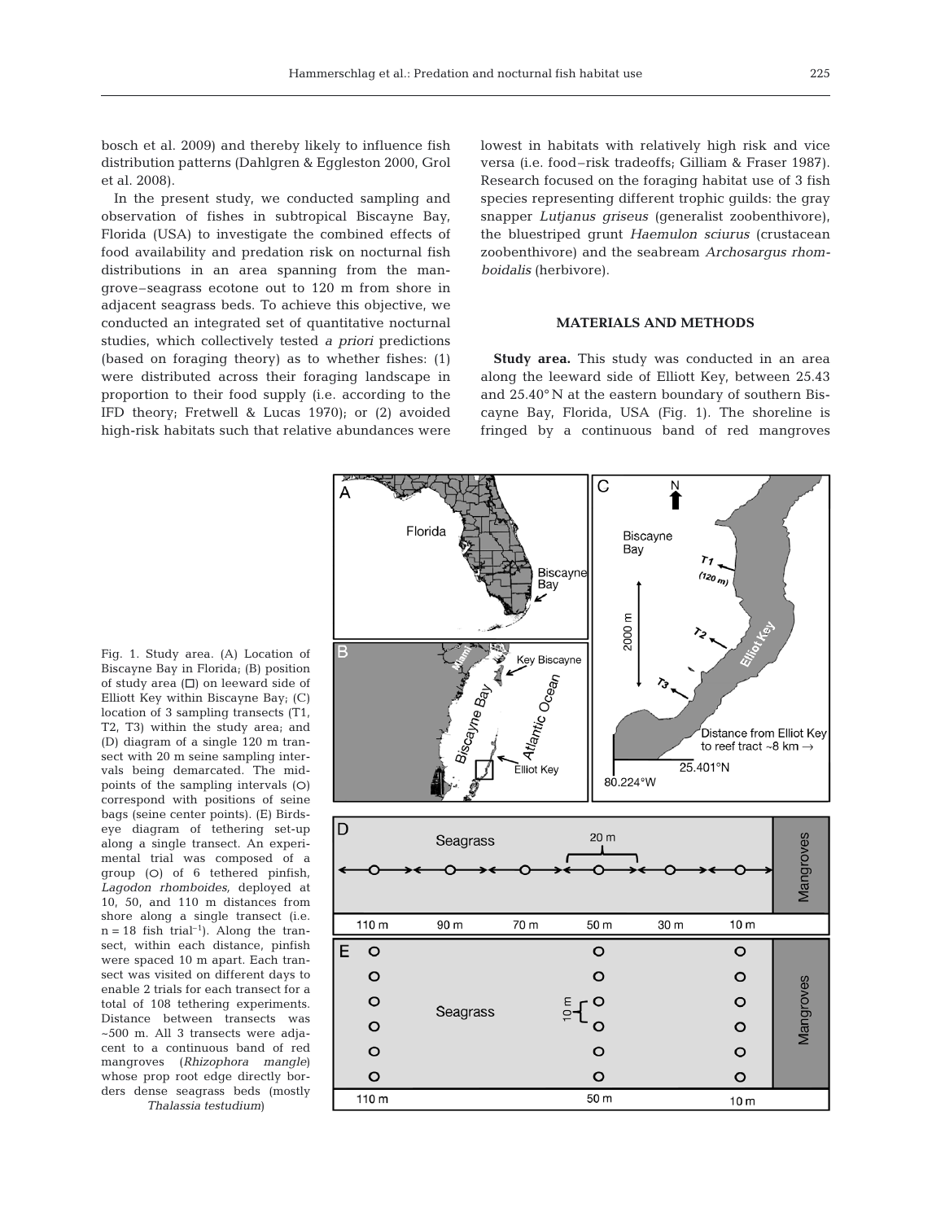bosch et al. 2009) and thereby likely to influence fish distribution patterns (Dahlgren & Eggleston 2000, Grol et al. 2008).

In the present study, we conducted sampling and observation of fishes in subtropical Biscayne Bay, Florida (USA) to investigate the combined effects of food availability and predation risk on nocturnal fish distributions in an area spanning from the mangrove–seagrass ecotone out to 120 m from shore in adjacent seagrass beds. To achieve this objective, we conducted an integrated set of quantitative nocturnal studies, which collectively tested *a priori* predictions (based on foraging theory) as to whether fishes: (1) were distributed across their foraging landscape in proportion to their food supply (i.e. according to the IFD theory; Fretwell & Lucas 1970); or (2) avoided high-risk habitats such that relative abundances were lowest in habitats with relatively high risk and vice versa (i.e. food–risk tradeoffs; Gilliam & Fraser 1987). Research focused on the foraging habitat use of 3 fish species representing different trophic guilds: the gray snapper *Lutjanus griseus* (generalist zoobenthivore), the bluestriped grunt *Haemulon sciurus* (crustacean zoobenthivore) and the seabream *Archosargus rhomboidalis* (herbivore).

## MATERIALS AND METHODS

**Study area.** This study was conducted in an area along the leeward side of Elliott Key, between 25.43 and 25.40° N at the eastern boundary of southern Biscayne Bay, Florida, USA (Fig. 1). The shoreline is fringed by a continuous band of red mangroves

Fig. 1. Study area. (A) Location of Biscayne Bay in Florida; (B) position of study area (□) on leeward side of Elliott Key within Biscayne Bay; (C) location of 3 sampling transects (T1, T2, T3) within the study area; and (D) diagram of a single 120 m transect with 20 m seine sampling intervals being demarcated. The midpoints of the sampling intervals (○) correspond with positions of seine bags (seine center points). (E) Birdseye diagram of tethering set-up along a single transect. An experimental trial was composed of a group (○) of 6 tethered pinfish, *Lagodon rhomboides,* deployed at 10, 50, and 110 m distances from shore along a single transect (i.e. n = 18 fish $trial^{-1}$). Along the transect, within each distance, pinfish were spaced 10 m apart. Each transect was visited on different days to enable 2 trials for each transect for a total of 108 tethering experiments. Distance between transects was ~500 m. All 3 transects were adjacent to a continuous band of red mangroves (*Rhizophora mangle*) whose prop root edge directly borders dense seagrass beds (mostly *Thalassia testudium*)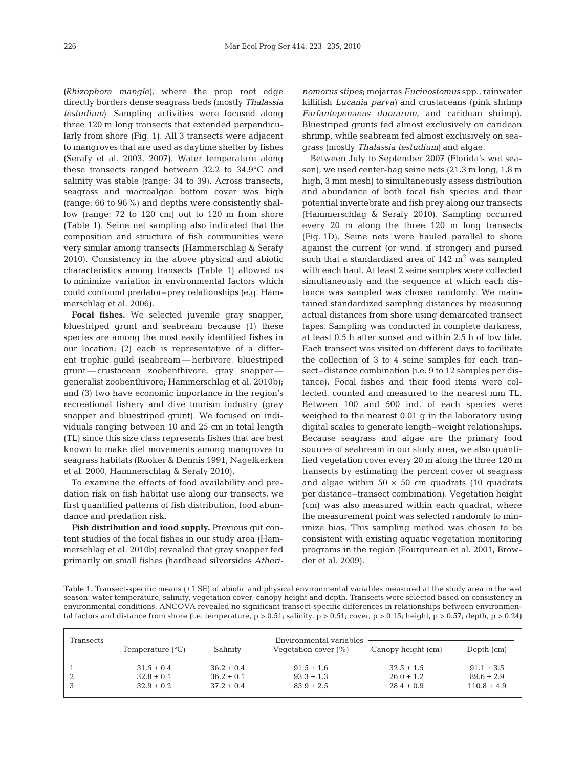(*Rhizophora mangle*), where the prop root edge directly borders dense seagrass beds (mostly *Thalassia testudium*). Sampling activities were focused along three 120 m long transects that extended perpendicularly from shore (Fig. 1). All 3 transects were adjacent to mangroves that are used as daytime shelter by fishes (Serafy et al. 2003, 2007). Water temperature along these transects ranged between 32.2 to 34.9°C and salinity was stable (range: 34 to 39). Across transects, seagrass and macroalgae bottom cover was high (range: 66 to 96%) and depths were consistently shallow (range: 72 to 120 cm) out to 120 m from shore (Table 1). Seine net sampling also indicated that the composition and structure of fish communities were very similar among transects (Hammerschlag & Serafy 2010). Consistency in the above physical and abiotic characteristics among transects (Table 1) allowed us to minimize variation in environmental factors which could confound predator–prey relationships (e.g. Hammerschlag et al. 2006).

**Focal fishes.** We selected juvenile gray snapper, bluestriped grunt and seabream because (1) these species are among the most easily identified fishes in our location; (2) each is representative of a different trophic guild (seabream — herbivore, bluestriped grunt — crustacean zoobenthivore, gray snapper — generalist zoobenthivore; Hammerschlag et al. 2010b); and (3) two have economic importance in the region's recreational fishery and dive tourism industry (gray snapper and bluestriped grunt). We focused on individuals ranging between 10 and 25 cm in total length (TL) since this size class represents fishes that are best known to make diel movements among mangroves to seagrass habitats (Rooker & Dennis 1991, Nagelkerken et al. 2000, Hammerschlag & Serafy 2010).

To examine the effects of food availability and predation risk on fish habitat use along our transects, we first quantified patterns of fish distribution, food abundance and predation risk.

**Fish distribution and food supply.** Previous gut content studies of the focal fishes in our study area (Hammerschlag et al. 2010b) revealed that gray snapper fed primarily on small fishes (hardhead silversides *Atherinomorus stipes*; mojarras *Eucinostomus* spp., rainwater killifish *Lucania parva*) and crustaceans (pink shrimp *Farfantepenaeus duorarum,* and caridean shrimp). Bluestriped grunts fed almost exclusively on caridean shrimp, while seabream fed almost exclusively on seagrass (mostly *Thalassia testudium*) and algae.

Between July to September 2007 (Florida's wet season), we used center-bag seine nets (21.3 m long, 1.8 m high, 3 mm mesh) to simultaneously assess distribution and abundance of both focal fish species and their potential invertebrate and fish prey along our transects (Hammerschlag & Serafy 2010). Sampling occurred every 20 m along the three 120 m long transects (Fig. 1D). Seine nets were hauled parallel to shore against the current (or wind, if stronger) and pursed such that a standardized area of 142 m$^2$ was sampled with each haul. At least 2 seine samples were collected simultaneously and the sequence at which each distance was sampled was chosen randomly. We maintained standardized sampling distances by measuring actual distances from shore using demarcated transect tapes. Sampling was conducted in complete darkness, at least 0.5 h after sunset and within 2.5 h of low tide. Each transect was visited on different days to facilitate the collection of 3 to 4 seine samples for each transect–distance combination (i.e. 9 to 12 samples per distance). Focal fishes and their food items were collected, counted and measured to the nearest mm TL. Between 100 and 500 ind. of each species were weighed to the nearest 0.01 g in the laboratory using digital scales to generate length–weight relationships. Because seagrass and algae are the primary food sources of seabream in our study area, we also quantified vegetation cover every 20 m along the three 120 m transects by estimating the percent cover of seagrass and algae within 50 × 50 cm quadrats (10 quadrats per distance–transect combination). Vegetation height (cm) was also measured within each quadrat, where the measurement point was selected randomly to minimize bias. This sampling method was chosen to be consistent with existing aquatic vegetation monitoring programs in the region (Fourqurean et al. 2001, Browder et al. 2009).

Table 1. Transect-specific means (±1 SE) of abiotic and physical environmental variables measured at the study area in the wet season: water temperature, salinity, vegetation cover, canopy height and depth. Transects were selected based on consistency in environmental conditions. ANCOVA revealed no significant transect-specific differences in relationships between environmental factors and distance from shore (i.e. temperature, $p > 0.51$; salinity, $p > 0.51$; cover, $p > 0.15$; height, $p > 0.57$; depth, $p > 0.24$)

| Transects | Environmental variables | | | | |
|---|---|---|---|---|---|
| | Temperature (°C) | Salinity | Vegetation cover (%) | Canopy height (cm) | Depth (cm) |
| 1 | 31.5 ± 0.4 | 36.2 ± 0.4 | 91.5 ± 1.6 | 32.5 ± 1.5 | 91.1 ± 3.5 |
| 2 | 32.8 ± 0.1 | 36.2 ± 0.1 | 93.3 ± 1.3 | 26.0 ± 1.2 | 89.6 ± 2.9 |
| 3 | 32.9 ± 0.2 | 37.2 ± 0.4 | 83.9 ± 2.5 | 28.4 ± 0.9 | 110.8 ± 4.9 |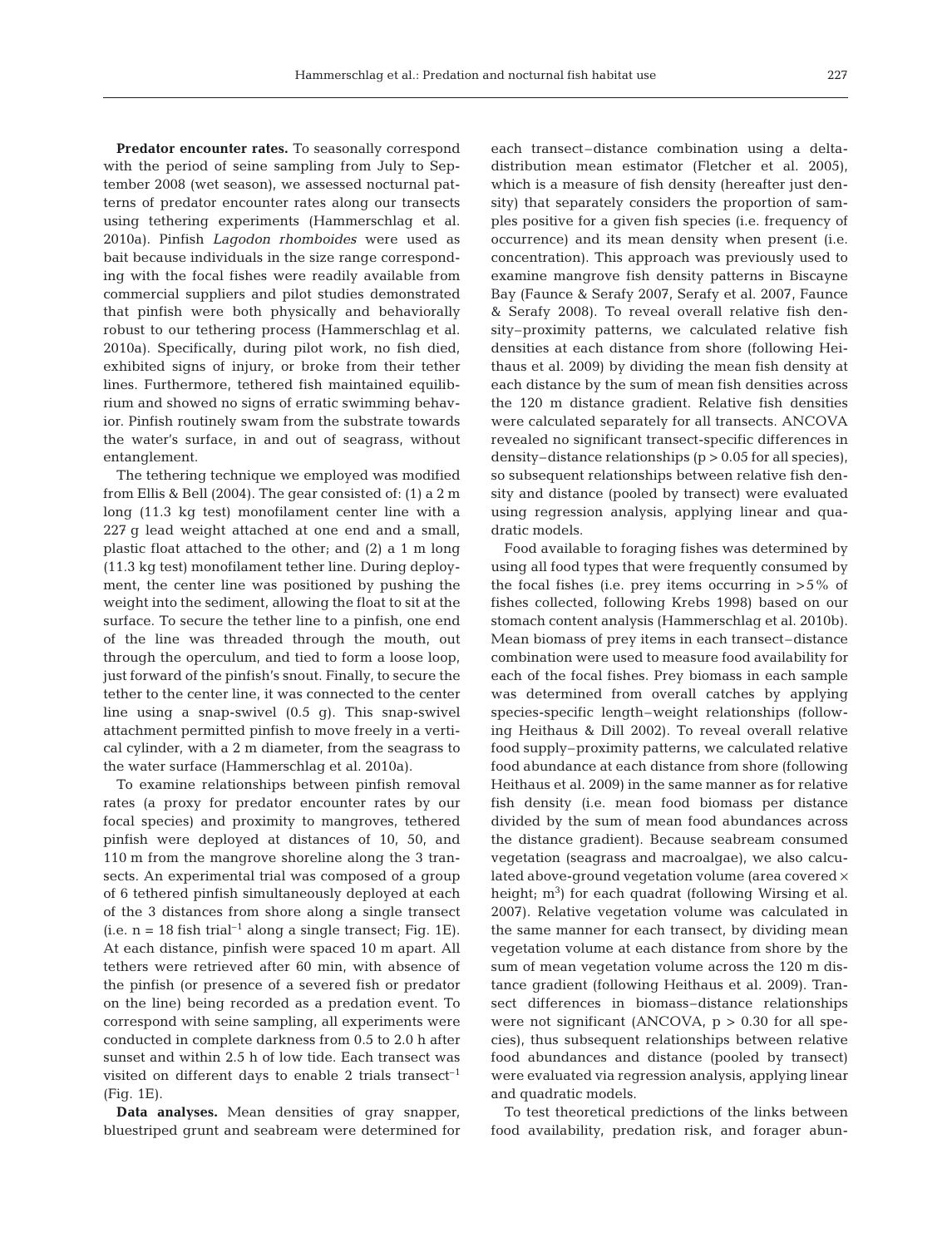**Predator encounter rates.** To seasonally correspond with the period of seine sampling from July to September 2008 (wet season), we assessed nocturnal patterns of predator encounter rates along our transects using tethering experiments (Hammerschlag et al. 2010a). Pinfish *Lagodon rhomboides* were used as bait because individuals in the size range corresponding with the focal fishes were readily available from commercial suppliers and pilot studies demonstrated that pinfish were both physically and behaviorally robust to our tethering process (Hammerschlag et al. 2010a). Specifically, during pilot work, no fish died, exhibited signs of injury, or broke from their tether lines. Furthermore, tethered fish maintained equilibrium and showed no signs of erratic swimming behavior. Pinfish routinely swam from the substrate towards the water's surface, in and out of seagrass, without entanglement.

The tethering technique we employed was modified from Ellis & Bell (2004). The gear consisted of: (1) a 2 m long (11.3 kg test) monofilament center line with a 227 g lead weight attached at one end and a small, plastic float attached to the other; and (2) a 1 m long (11.3 kg test) monofilament tether line. During deployment, the center line was positioned by pushing the weight into the sediment, allowing the float to sit at the surface. To secure the tether line to a pinfish, one end of the line was threaded through the mouth, out through the operculum, and tied to form a loose loop, just forward of the pinfish's snout. Finally, to secure the tether to the center line, it was connected to the center line using a snap-swivel (0.5 g). This snap-swivel attachment permitted pinfish to move freely in a vertical cylinder, with a 2 m diameter, from the seagrass to the water surface (Hammerschlag et al. 2010a).

To examine relationships between pinfish removal rates (a proxy for predator encounter rates by our focal species) and proximity to mangroves, tethered pinfish were deployed at distances of 10, 50, and 110 m from the mangrove shoreline along the 3 transects. An experimental trial was composed of a group of 6 tethered pinfish simultaneously deployed at each of the 3 distances from shore along a single transect (i.e. n = 18 fish trial$^{-1}$ along a single transect; Fig. 1E). At each distance, pinfish were spaced 10 m apart. All tethers were retrieved after 60 min, with absence of the pinfish (or presence of a severed fish or predator on the line) being recorded as a predation event. To correspond with seine sampling, all experiments were conducted in complete darkness from 0.5 to 2.0 h after sunset and within 2.5 h of low tide. Each transect was visited on different days to enable 2 trials transect$^{-1}$ (Fig. 1E).

**Data analyses.** Mean densities of gray snapper, bluestriped grunt and seabream were determined for each transect–distance combination using a delta-distribution mean estimator (Fletcher et al. 2005), which is a measure of fish density (hereafter just density) that separately considers the proportion of samples positive for a given fish species (i.e. frequency of occurrence) and its mean density when present (i.e. concentration). This approach was previously used to examine mangrove fish density patterns in Biscayne Bay (Faunce & Serafy 2007, Serafy et al. 2007, Faunce & Serafy 2008). To reveal overall relative fish density–proximity patterns, we calculated relative fish densities at each distance from shore (following Heithaus et al. 2009) by dividing the mean fish density at each distance by the sum of mean fish densities across the 120 m distance gradient. Relative fish densities were calculated separately for all transects. ANCOVA revealed no significant transect-specific differences in density–distance relationships ($p > 0.05$ for all species), so subsequent relationships between relative fish density and distance (pooled by transect) were evaluated using regression analysis, applying linear and quadratic models.

Food available to foraging fishes was determined by using all food types that were frequently consumed by the focal fishes (i.e. prey items occurring in >5% of fishes collected, following Krebs 1998) based on our stomach content analysis (Hammerschlag et al. 2010b). Mean biomass of prey items in each transect–distance combination were used to measure food availability for each of the focal fishes. Prey biomass in each sample was determined from overall catches by applying species-specific length–weight relationships (following Heithaus & Dill 2002). To reveal overall relative food supply–proximity patterns, we calculated relative food abundance at each distance from shore (following Heithaus et al. 2009) in the same manner as for relative fish density (i.e. mean food biomass per distance divided by the sum of mean food abundances across the distance gradient). Because seabream consumed vegetation (seagrass and macroalgae), we also calculated above-ground vegetation volume (area covered × height; m$^3$) for each quadrat (following Wirsing et al. 2007). Relative vegetation volume was calculated in the same manner for each transect, by dividing mean vegetation volume at each distance from shore by the sum of mean vegetation volume across the 120 m distance gradient (following Heithaus et al. 2009). Transect differences in biomass–distance relationships were not significant (ANCOVA, $p > 0.30$ for all species), thus subsequent relationships between relative food abundances and distance (pooled by transect) were evaluated via regression analysis, applying linear and quadratic models.

To test theoretical predictions of the links between food availability, predation risk, and forager abun-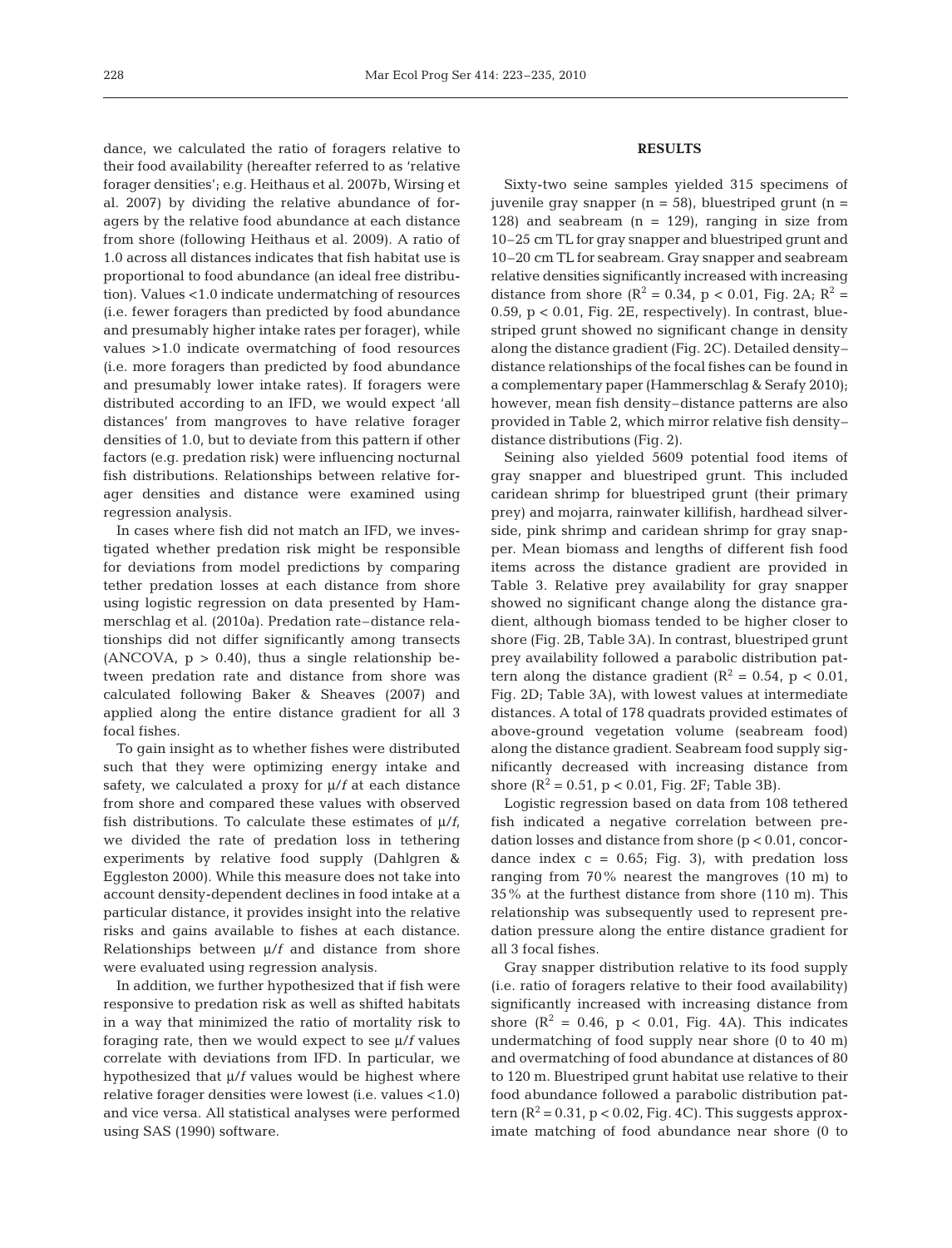dance, we calculated the ratio of foragers relative to their food availability (hereafter referred to as 'relative forager densities'; e.g. Heithaus et al. 2007b, Wirsing et al. 2007) by dividing the relative abundance of foragers by the relative food abundance at each distance from shore (following Heithaus et al. 2009). A ratio of 1.0 across all distances indicates that fish habitat use is proportional to food abundance (an ideal free distribution). Values <1.0 indicate undermatching of resources (i.e. fewer foragers than predicted by food abundance and presumably higher intake rates per forager), while values >1.0 indicate overmatching of food resources (i.e. more foragers than predicted by food abundance and presumably lower intake rates). If foragers were distributed according to an IFD, we would expect 'all distances' from mangroves to have relative forager densities of 1.0, but to deviate from this pattern if other factors (e.g. predation risk) were influencing nocturnal fish distributions. Relationships between relative forager densities and distance were examined using regression analysis.

In cases where fish did not match an IFD, we investigated whether predation risk might be responsible for deviations from model predictions by comparing tether predation losses at each distance from shore using logistic regression on data presented by Hammerschlag et al. (2010a). Predation rate–distance relationships did not differ significantly among transects (ANCOVA, $p > 0.40$), thus a single relationship between predation rate and distance from shore was calculated following Baker & Sheaves (2007) and applied along the entire distance gradient for all 3 focal fishes.

To gain insight as to whether fishes were distributed such that they were optimizing energy intake and safety, we calculated a proxy for $\mu/f$ at each distance from shore and compared these values with observed fish distributions. To calculate these estimates of $\mu/f$, we divided the rate of predation loss in tethering experiments by relative food supply (Dahlgren & Eggleston 2000). While this measure does not take into account density-dependent declines in food intake at a particular distance, it provides insight into the relative risks and gains available to fishes at each distance. Relationships between $\mu/f$ and distance from shore were evaluated using regression analysis.

In addition, we further hypothesized that if fish were responsive to predation risk as well as shifted habitats in a way that minimized the ratio of mortality risk to foraging rate, then we would expect to see $\mu/f$ values correlate with deviations from IFD. In particular, we hypothesized that $\mu/f$ values would be highest where relative forager densities were lowest (i.e. values <1.0) and vice versa. All statistical analyses were performed using SAS (1990) software.

## RESULTS

Sixty-two seine samples yielded 315 specimens of juvenile gray snapper ($n = 58$), bluestriped grunt ($n = 128$) and seabream ($n = 129$), ranging in size from 10–25 cm TL for gray snapper and bluestriped grunt and 10–20 cm TL for seabream. Gray snapper and seabream relative densities significantly increased with increasing distance from shore ($R^2 = 0.34$, $p < 0.01$, Fig. 2A; $R^2 = 0.59$, $p < 0.01$, Fig. 2E, respectively). In contrast, bluestriped grunt showed no significant change in density along the distance gradient (Fig. 2C). Detailed density–distance relationships of the focal fishes can be found in a complementary paper (Hammerschlag & Serafy 2010); however, mean fish density–distance patterns are also provided in Table 2, which mirror relative fish density–distance distributions (Fig. 2).

Seining also yielded 5609 potential food items of gray snapper and bluestriped grunt. This included caridean shrimp for bluestriped grunt (their primary prey) and mojarra, rainwater killifish, hardhead silverside, pink shrimp and caridean shrimp for gray snapper. Mean biomass and lengths of different fish food items across the distance gradient are provided in Table 3. Relative prey availability for gray snapper showed no significant change along the distance gradient, although biomass tended to be higher closer to shore (Fig. 2B, Table 3A). In contrast, bluestriped grunt prey availability followed a parabolic distribution pattern along the distance gradient ($R^2 = 0.54$, $p < 0.01$, Fig. 2D; Table 3A), with lowest values at intermediate distances. A total of 178 quadrats provided estimates of above-ground vegetation volume (seabream food) along the distance gradient. Seabream food supply significantly decreased with increasing distance from shore ($R^2 = 0.51$, $p < 0.01$, Fig. 2F; Table 3B).

Logistic regression based on data from 108 tethered fish indicated a negative correlation between predation losses and distance from shore ($p < 0.01$, concordance index $c = 0.65$; Fig. 3), with predation loss ranging from 70% nearest the mangroves (10 m) to 35% at the furthest distance from shore (110 m). This relationship was subsequently used to represent predation pressure along the entire distance gradient for all 3 focal fishes.

Gray snapper distribution relative to its food supply (i.e. ratio of foragers relative to their food availability) significantly increased with increasing distance from shore ($R^2 = 0.46$, $p < 0.01$, Fig. 4A). This indicates undermatching of food supply near shore (0 to 40 m) and overmatching of food abundance at distances of 80 to 120 m. Bluestriped grunt habitat use relative to their food abundance followed a parabolic distribution pattern ($R^2 = 0.31$, $p < 0.02$, Fig. 4C). This suggests approximate matching of food abundance near shore (0 to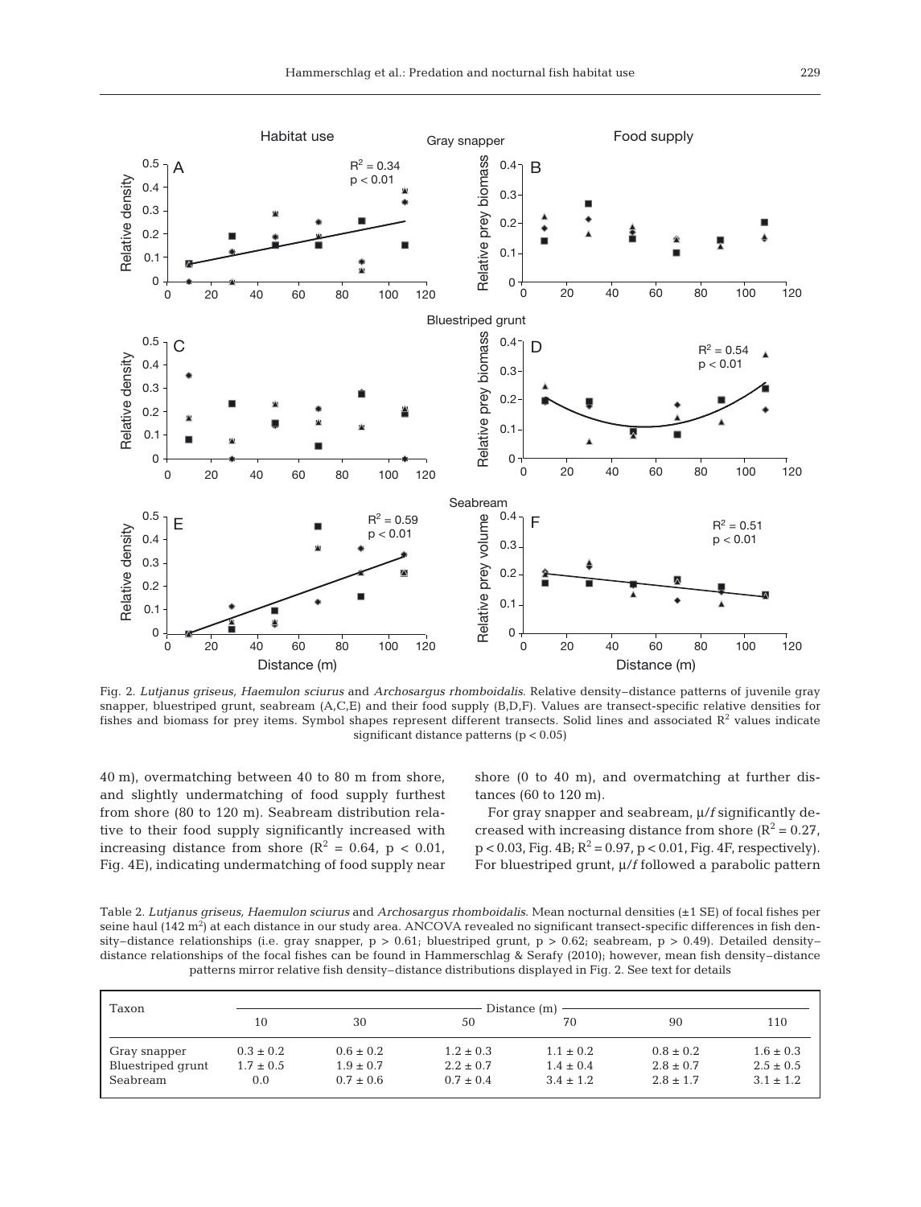Fig. 2. *Lutjanus griseus, Haemulon sciurus* and *Archosargus rhomboidalis*. Relative density–distance patterns of juvenile gray snapper, bluestriped grunt, seabream (A,C,E) and their food supply (B,D,F). Values are transect-specific relative densities for fishes and biomass for prey items. Symbol shapes represent different transects. Solid lines and associated $R^2$ values indicate significant distance patterns ($p < 0.05$)

40 m), overmatching between 40 to 80 m from shore, and slightly undermatching of food supply furthest from shore (80 to 120 m). Seabream distribution relative to their food supply significantly increased with increasing distance from shore ($R^2 = 0.64$, $p < 0.01$, Fig. 4E), indicating undermatching of food supply near shore (0 to 40 m), and overmatching at further distances (60 to 120 m).

For gray snapper and seabream, $\mu/f$ significantly decreased with increasing distance from shore ($R^2 = 0.27$, $p < 0.03$, Fig. 4B; $R^2 = 0.97$, $p < 0.01$, Fig. 4F, respectively). For bluestriped grunt, $\mu/f$ followed a parabolic pattern

Table 2. *Lutjanus griseus, Haemulon sciurus* and *Archosargus rhomboidalis*. Mean nocturnal densities (±1 SE) of focal fishes per seine haul (142 $m^2$) at each distance in our study area. ANCOVA revealed no significant transect-specific differences in fish density–distance relationships (i.e. gray snapper, $p > 0.61$; bluestriped grunt, $p > 0.62$; seabream, $p > 0.49$). Detailed density–distance relationships of the focal fishes can be found in Hammerschlag & Serafy (2010); however, mean fish density–distance patterns mirror relative fish density–distance distributions displayed in Fig. 2. See text for details

| Taxon | Distance (m) | | | | | |
|---|---|---|---|---|---|---|
| | 10 | 30 | 50 | 70 | 90 | 110 |
| Gray snapper | 0.3 ± 0.2 | 0.6 ± 0.2 | 1.2 ± 0.3 | 1.1 ± 0.2 | 0.8 ± 0.2 | 1.6 ± 0.3 |
| Bluestriped grunt | 1.7 ± 0.5 | 1.9 ± 0.7 | 2.2 ± 0.7 | 1.4 ± 0.4 | 2.8 ± 0.7 | 2.5 ± 0.5 |
| Seabream | 0.0 | 0.7 ± 0.6 | 0.7 ± 0.4 | 3.4 ± 1.2 | 2.8 ± 1.7 | 3.1 ± 1.2 |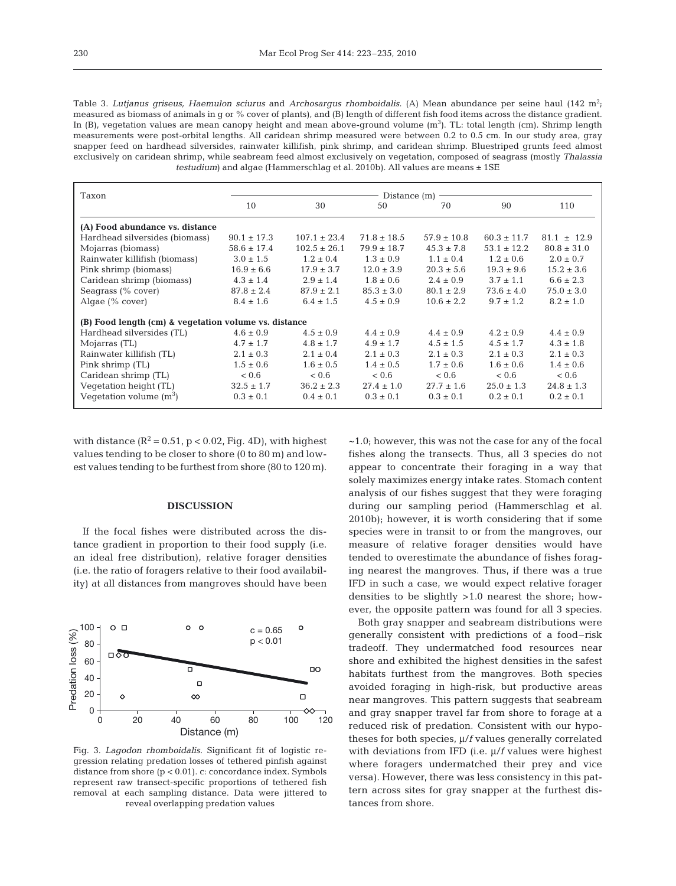Table 3. *Lutjanus griseus, Haemulon sciurus* and *Archosargus rhomboidalis*. (A) Mean abundance per seine haul (142 $m^2$; measured as biomass of animals in g or % cover of plants), and (B) length of different fish food items across the distance gradient. In (B), vegetation values are mean canopy height and mean above-ground volume ($m^3$). TL: total length (cm). Shrimp length measurements were post-orbital lengths. All caridean shrimp measured were between 0.2 to 0.5 cm. In our study area, gray snapper feed on hardhead silversides, rainwater killifish, pink shrimp, and caridean shrimp. Bluestriped grunts feed almost exclusively on caridean shrimp, while seabream feed almost exclusively on vegetation, composed of seagrass (mostly *Thalassia testudium*) and algae (Hammerschlag et al. 2010b). All values are means ± 1SE

| Taxon | Distance (m) | | | | | |
|---|---|---|---|---|---|---|
| | 10 | 30 | 50 | 70 | 90 | 110 |
| **(A) Food abundance vs. distance** | | | | | | |
| Hardhead silversides (biomass) | 90.1 ± 17.3 | 107.1 ± 23.4 | 71.8 ± 18.5 | 57.9 ± 10.8 | 60.3 ± 11.7 | 81.1 ± 12.9 |
| Mojarras (biomass) | 58.6 ± 17.4 | 102.5 ± 26.1 | 79.9 ± 18.7 | 45.3 ± 7.8 | 53.1 ± 12.2 | 80.8 ± 31.0 |
| Rainwater killifish (biomass) | 3.0 ± 1.5 | 1.2 ± 0.4 | 1.3 ± 0.9 | 1.1 ± 0.4 | 1.2 ± 0.6 | 2.0 ± 0.7 |
| Pink shrimp (biomass) | 16.9 ± 6.6 | 17.9 ± 3.7 | 12.0 ± 3.9 | 20.3 ± 5.6 | 19.3 ± 9.6 | 15.2 ± 3.6 |
| Caridean shrimp (biomass) | 4.3 ± 1.4 | 2.9 ± 1.4 | 1.8 ± 0.6 | 2.4 ± 0.9 | 3.7 ± 1.1 | 6.6 ± 2.3 |
| Seagrass (% cover) | 87.8 ± 2.4 | 87.9 ± 2.1 | 85.3 ± 3.0 | 80.1 ± 2.9 | 73.6 ± 4.0 | 75.0 ± 3.0 |
| Algae (% cover) | 8.4 ± 1.6 | 6.4 ± 1.5 | 4.5 ± 0.9 | 10.6 ± 2.2 | 9.7 ± 1.2 | 8.2 ± 1.0 |
| **(B) Food length (cm) & vegetation volume vs. distance** | | | | | | |
| Hardhead silversides (TL) | 4.6 ± 0.9 | 4.5 ± 0.9 | 4.4 ± 0.9 | 4.4 ± 0.9 | 4.2 ± 0.9 | 4.4 ± 0.9 |
| Mojarras (TL) | 4.7 ± 1.7 | 4.8 ± 1.7 | 4.9 ± 1.7 | 4.5 ± 1.5 | 4.5 ± 1.7 | 4.3 ± 1.8 |
| Rainwater killifish (TL) | 2.1 ± 0.3 | 2.1 ± 0.4 | 2.1 ± 0.3 | 2.1 ± 0.3 | 2.1 ± 0.3 | 2.1 ± 0.3 |
| Pink shrimp (TL) | 1.5 ± 0.6 | 1.6 ± 0.5 | 1.4 ± 0.5 | 1.7 ± 0.6 | 1.6 ± 0.6 | 1.4 ± 0.6 |
| Caridean shrimp (TL) | < 0.6 | < 0.6 | < 0.6 | < 0.6 | < 0.6 | < 0.6 |
| Vegetation height (TL) | 32.5 ± 1.7 | 36.2 ± 2.3 | 27.4 ± 1.0 | 27.7 ± 1.6 | 25.0 ± 1.3 | 24.8 ± 1.3 |
| Vegetation volume ($m^3$) | 0.3 ± 0.1 | 0.4 ± 0.1 | 0.3 ± 0.1 | 0.3 ± 0.1 | 0.2 ± 0.1 | 0.2 ± 0.1 |

with distance ($R^2 = 0.51$, $p < 0.02$, Fig. 4D), with highest values tending to be closer to shore (0 to 80 m) and lowest values tending to be furthest from shore (80 to 120 m).

## DISCUSSION

If the focal fishes were distributed across the distance gradient in proportion to their food supply (i.e. an ideal free distribution), relative forager densities (i.e. the ratio of foragers relative to their food availability) at all distances from mangroves should have been ~1.0; however, this was not the case for any of the focal fishes along the transects. Thus, all 3 species do not appear to concentrate their foraging in a way that solely maximizes energy intake rates. Stomach content analysis of our fishes suggest that they were foraging during our sampling period (Hammerschlag et al. 2010b); however, it is worth considering that if some species were in transit to or from the mangroves, our measure of relative forager densities would have tended to overestimate the abundance of fishes foraging nearest the mangroves. Thus, if there was a true IFD in such a case, we would expect relative forager densities to be slightly >1.0 nearest the shore; however, the opposite pattern was found for all 3 species.

Fig. 3. *Lagodon rhomboidalis*. Significant fit of logistic regression relating predation losses of tethered pinfish against distance from shore ($p < 0.01$). c: concordance index. Symbols represent raw transect-specific proportions of tethered fish removal at each sampling distance. Data were jittered to reveal overlapping predation values

Both gray snapper and seabream distributions were generally consistent with predictions of a food–risk tradeoff. They undermatched food resources near shore and exhibited the highest densities in the safest habitats furthest from the mangroves. Both species avoided foraging in high-risk, but productive areas near mangroves. This pattern suggests that seabream and gray snapper travel far from shore to forage at a reduced risk of predation. Consistent with our hypotheses for both species, $\mu/f$ values generally correlated with deviations from IFD (i.e. $\mu/f$ values were highest where foragers undermatched their prey and vice versa). However, there was less consistency in this pattern across sites for gray snapper at the furthest distances from shore.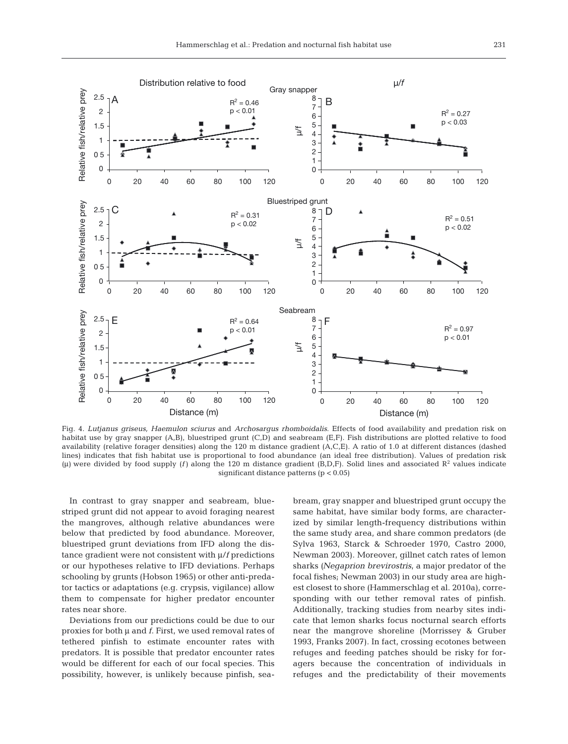Fig. 4. *Lutjanus griseus*, *Haemulon sciurus* and *Archosargus rhomboidalis*. Effects of food availability and predation risk on habitat use by gray snapper (A,B), bluestriped grunt (C,D) and seabream (E,F). Fish distributions are plotted relative to food availability (relative forager densities) along the 120 m distance gradient (A,C,E). A ratio of 1.0 at different distances (dashed lines) indicates that fish habitat use is proportional to food abundance (an ideal free distribution). Values of predation risk ($\mu$) were divided by food supply ($f$) along the 120 m distance gradient (B,D,F). Solid lines and associated $R^2$ values indicate significant distance patterns ($p < 0.05$)

In contrast to gray snapper and seabream, bluestriped grunt did not appear to avoid foraging nearest the mangroves, although relative abundances were below that predicted by food abundance. Moreover, bluestriped grunt deviations from IFD along the distance gradient were not consistent with $\mu/f$ predictions or our hypotheses relative to IFD deviations. Perhaps schooling by grunts (Hobson 1965) or other anti-predator tactics or adaptations (e.g. crypsis, vigilance) allow them to compensate for higher predator encounter rates near shore.

Deviations from our predictions could be due to our proxies for both $\mu$ and $f$. First, we used removal rates of tethered pinfish to estimate encounter rates with predators. It is possible that predator encounter rates would be different for each of our focal species. This possibility, however, is unlikely because pinfish, seabream, gray snapper and bluestriped grunt occupy the same habitat, have similar body forms, are characterized by similar length-frequency distributions within the same study area, and share common predators (de Sylva 1963, Starck & Schroeder 1970, Castro 2000, Newman 2003). Moreover, gillnet catch rates of lemon sharks (*Negaprion brevirostris*, a major predator of the focal fishes; Newman 2003) in our study area are highest closest to shore (Hammerschlag et al. 2010a), corresponding with our tether removal rates of pinfish. Additionally, tracking studies from nearby sites indicate that lemon sharks focus nocturnal search efforts near the mangrove shoreline (Morrissey & Gruber 1993, Franks 2007). In fact, crossing ecotones between refuges and feeding patches should be risky for foragers because the concentration of individuals in refuges and the predictability of their movements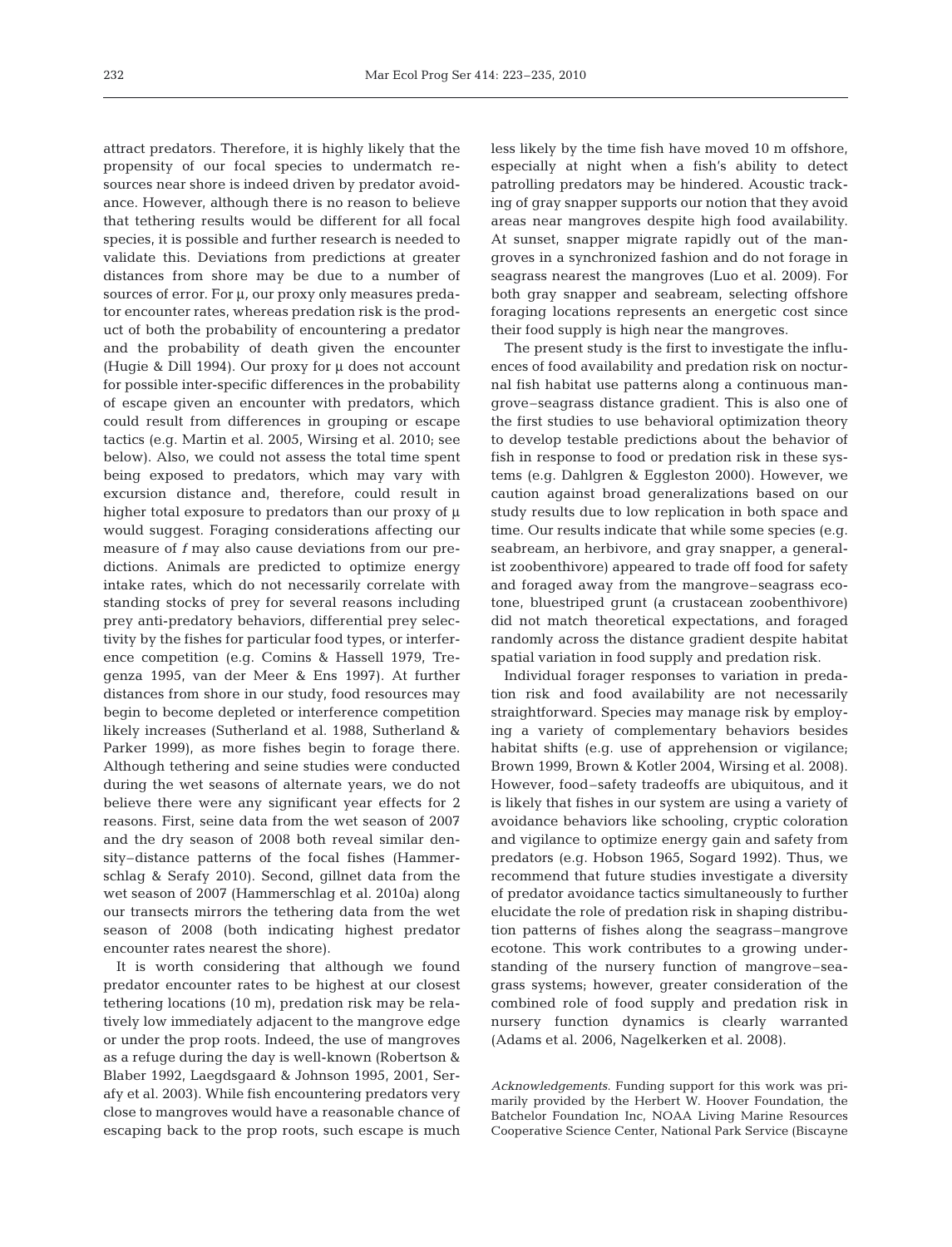attract predators. Therefore, it is highly likely that the propensity of our focal species to undermatch resources near shore is indeed driven by predator avoidance. However, although there is no reason to believe that tethering results would be different for all focal species, it is possible and further research is needed to validate this. Deviations from predictions at greater distances from shore may be due to a number of sources of error. For $\mu$, our proxy only measures predator encounter rates, whereas predation risk is the product of both the probability of encountering a predator and the probability of death given the encounter (Hugie & Dill 1994). Our proxy for $\mu$ does not account for possible inter-specific differences in the probability of escape given an encounter with predators, which could result from differences in grouping or escape tactics (e.g. Martin et al. 2005, Wirsing et al. 2010; see below). Also, we could not assess the total time spent being exposed to predators, which may vary with excursion distance and, therefore, could result in higher total exposure to predators than our proxy of $\mu$ would suggest. Foraging considerations affecting our measure of $f$ may also cause deviations from our predictions. Animals are predicted to optimize energy intake rates, which do not necessarily correlate with standing stocks of prey for several reasons including prey anti-predatory behaviors, differential prey selectivity by the fishes for particular food types, or interference competition (e.g. Comins & Hassell 1979, Tregenza 1995, van der Meer & Ens 1997). At further distances from shore in our study, food resources may begin to become depleted or interference competition likely increases (Sutherland et al. 1988, Sutherland & Parker 1999), as more fishes begin to forage there. Although tethering and seine studies were conducted during the wet seasons of alternate years, we do not believe there were any significant year effects for 2 reasons. First, seine data from the wet season of 2007 and the dry season of 2008 both reveal similar density–distance patterns of the focal fishes (Hammerschlag & Serafy 2010). Second, gillnet data from the wet season of 2007 (Hammerschlag et al. 2010a) along our transects mirrors the tethering data from the wet season of 2008 (both indicating highest predator encounter rates nearest the shore).

It is worth considering that although we found predator encounter rates to be highest at our closest tethering locations (10 m), predation risk may be relatively low immediately adjacent to the mangrove edge or under the prop roots. Indeed, the use of mangroves as a refuge during the day is well-known (Robertson & Blaber 1992, Laegdsgaard & Johnson 1995, 2001, Serafy et al. 2003). While fish encountering predators very close to mangroves would have a reasonable chance of escaping back to the prop roots, such escape is much less likely by the time fish have moved 10 m offshore, especially at night when a fish's ability to detect patrolling predators may be hindered. Acoustic tracking of gray snapper supports our notion that they avoid areas near mangroves despite high food availability. At sunset, snapper migrate rapidly out of the mangroves in a synchronized fashion and do not forage in seagrass nearest the mangroves (Luo et al. 2009). For both gray snapper and seabream, selecting offshore foraging locations represents an energetic cost since their food supply is high near the mangroves.

The present study is the first to investigate the influences of food availability and predation risk on nocturnal fish habitat use patterns along a continuous mangrove–seagrass distance gradient. This is also one of the first studies to use behavioral optimization theory to develop testable predictions about the behavior of fish in response to food or predation risk in these systems (e.g. Dahlgren & Eggleston 2000). However, we caution against broad generalizations based on our study results due to low replication in both space and time. Our results indicate that while some species (e.g. seabream, an herbivore, and gray snapper, a generalist zoobenthivore) appeared to trade off food for safety and foraged away from the mangrove–seagrass ecotone, bluestriped grunt (a crustacean zoobenthivore) did not match theoretical expectations, and foraged randomly across the distance gradient despite habitat spatial variation in food supply and predation risk.

Individual forager responses to variation in predation risk and food availability are not necessarily straightforward. Species may manage risk by employing a variety of complementary behaviors besides habitat shifts (e.g. use of apprehension or vigilance; Brown 1999, Brown & Kotler 2004, Wirsing et al. 2008). However, food–safety tradeoffs are ubiquitous, and it is likely that fishes in our system are using a variety of avoidance behaviors like schooling, cryptic coloration and vigilance to optimize energy gain and safety from predators (e.g. Hobson 1965, Sogard 1992). Thus, we recommend that future studies investigate a diversity of predator avoidance tactics simultaneously to further elucidate the role of predation risk in shaping distribution patterns of fishes along the seagrass–mangrove ecotone. This work contributes to a growing understanding of the nursery function of mangrove–seagrass systems; however, greater consideration of the combined role of food supply and predation risk in nursery function dynamics is clearly warranted (Adams et al. 2006, Nagelkerken et al. 2008).

*Acknowledgements.* Funding support for this work was primarily provided by the Herbert W. Hoover Foundation, the Batchelor Foundation Inc, NOAA Living Marine Resources Cooperative Science Center, National Park Service (Biscayne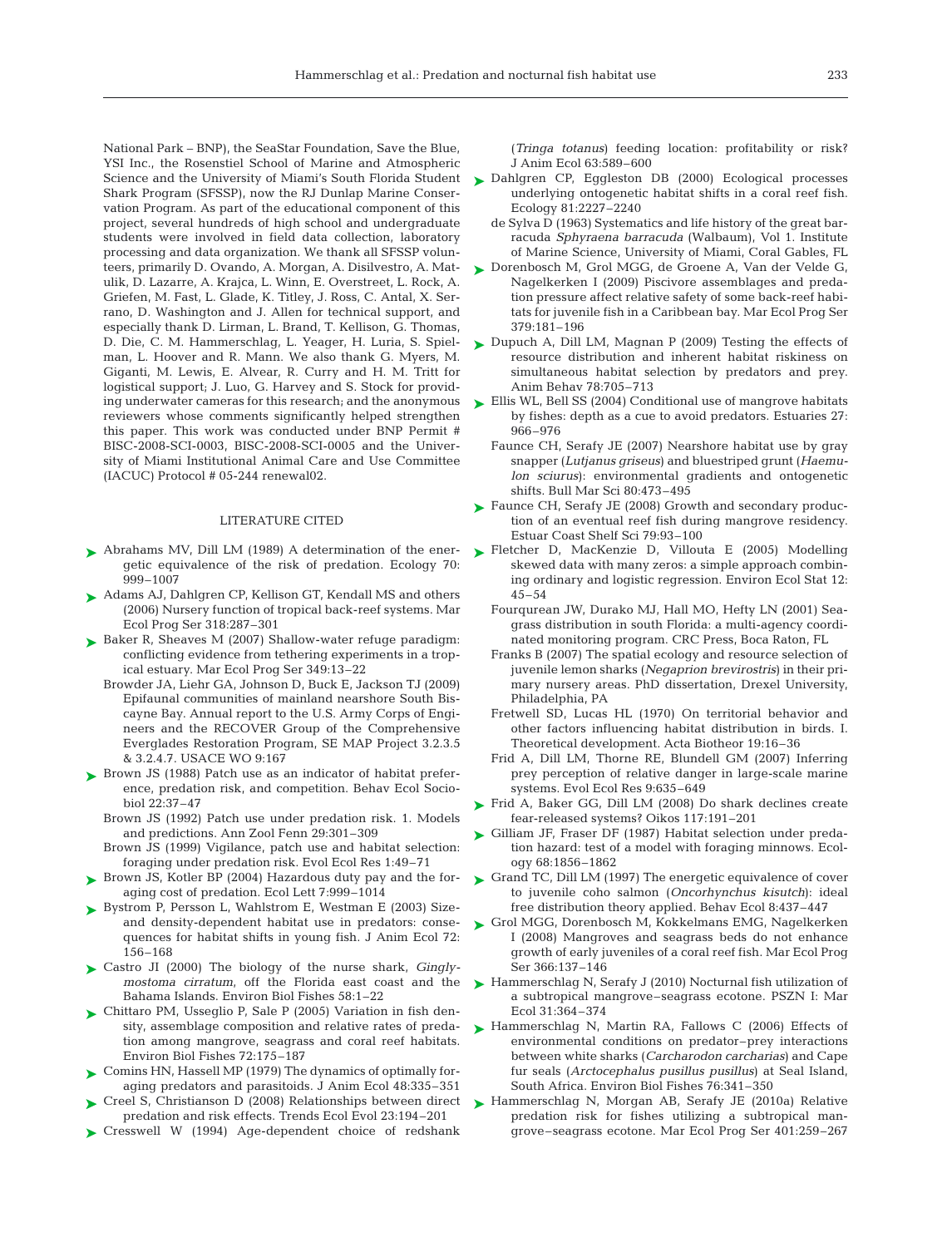National Park – BNP), the SeaStar Foundation, Save the Blue, YSI Inc., the Rosenstiel School of Marine and Atmospheric Science and the University of Miami's South Florida Student Shark Program (SFSSP), now the RJ Dunlap Marine Conservation Program. As part of the educational component of this project, several hundreds of high school and undergraduate students were involved in field data collection, laboratory processing and data organization. We thank all SFSSP volunteers, primarily D. Ovando, A. Morgan, A. Disilvestro, A. Matulik, D. Lazarre, A. Krajca, L. Winn, E. Overstreet, L. Rock, A. Griefen, M. Fast, L. Glade, K. Titley, J. Ross, C. Antal, X. Serrano, D. Washington and J. Allen for technical support, and especially thank D. Lirman, L. Brand, T. Kellison, G. Thomas, D. Die, C. M. Hammerschlag, L. Yeager, H. Luria, S. Spielman, L. Hoover and R. Mann. We also thank G. Myers, M. Giganti, M. Lewis, E. Alvear, R. Curry and H. M. Tritt for logistical support; J. Luo, G. Harvey and S. Stock for providing underwater cameras for this research; and the anonymous reviewers whose comments significantly helped strengthen this paper. This work was conducted under BNP Permit # BISC-2008-SCI-0003, BISC-2008-SCI-0005 and the University of Miami Institutional Animal Care and Use Committee (IACUC) Protocol # 05-244 renewal02.

## LITERATURE CITED

- Abrahams MV, Dill LM (1989) A determination of the energetic equivalence of the risk of predation. Ecology 70: 999–1007
- Adams AJ, Dahlgren CP, Kellison GT, Kendall MS and others (2006) Nursery function of tropical back-reef systems. Mar Ecol Prog Ser 318:287–301
- Baker R, Sheaves M (2007) Shallow-water refuge paradigm: conflicting evidence from tethering experiments in a tropical estuary. Mar Ecol Prog Ser 349:13–22
- Browder JA, Liehr GA, Johnson D, Buck E, Jackson TJ (2009) Epifaunal communities of mainland nearshore South Biscayne Bay. Annual report to the U.S. Army Corps of Engineers and the RECOVER Group of the Comprehensive Everglades Restoration Program, SE MAP Project 3.2.3.5 & 3.2.4.7. USACE WO 9:167
- Brown JS (1988) Patch use as an indicator of habitat preference, predation risk, and competition. Behav Ecol Sociobiol 22:37–47
- Brown JS (1992) Patch use under predation risk. 1. Models and predictions. Ann Zool Fenn 29:301–309
- Brown JS (1999) Vigilance, patch use and habitat selection: foraging under predation risk. Evol Ecol Res 1:49–71
- Brown JS, Kotler BP (2004) Hazardous duty pay and the foraging cost of predation. Ecol Lett 7:999–1014
- Bystrom P, Persson L, Wahlstrom E, Westman E (2003) Size- and density-dependent habitat use in predators: consequences for habitat shifts in young fish. J Anim Ecol 72: 156–168
- Castro JI (2000) The biology of the nurse shark, *Ginglymostoma cirratum*, off the Florida east coast and the Bahama Islands. Environ Biol Fishes 58:1–22
- Chittaro PM, Usseglio P, Sale P (2005) Variation in fish density, assemblage composition and relative rates of predation among mangrove, seagrass and coral reef habitats. Environ Biol Fishes 72:175–187
- Comins HN, Hassell MP (1979) The dynamics of optimally foraging predators and parasitoids. J Anim Ecol 48:335–351
- Creel S, Christianson D (2008) Relationships between direct predation and risk effects. Trends Ecol Evol 23:194–201
- Cresswell W (1994) Age-dependent choice of redshank (*Tringa totanus*) feeding location: profitability or risk? J Anim Ecol 63:589–600
- Dahlgren CP, Eggleston DB (2000) Ecological processes underlying ontogenetic habitat shifts in a coral reef fish. Ecology 81:2227–2240
- de Sylva D (1963) Systematics and life history of the great barracuda *Sphyraena barracuda* (Walbaum), Vol 1. Institute of Marine Science, University of Miami, Coral Gables, FL
- Dorenbosch M, Grol MGG, de Groene A, Van der Velde G, Nagelkerken I (2009) Piscivore assemblages and predation pressure affect relative safety of some back-reef habitats for juvenile fish in a Caribbean bay. Mar Ecol Prog Ser 379:181–196
- Dupuch A, Dill LM, Magnan P (2009) Testing the effects of resource distribution and inherent habitat riskiness on simultaneous habitat selection by predators and prey. Anim Behav 78:705–713
- Ellis WL, Bell SS (2004) Conditional use of mangrove habitats by fishes: depth as a cue to avoid predators. Estuaries 27: 966–976
- Faunce CH, Serafy JE (2007) Nearshore habitat use by gray snapper (*Lutjanus griseus*) and bluestriped grunt (*Haemulon sciurus*): environmental gradients and ontogenetic shifts. Bull Mar Sci 80:473–495
- Faunce CH, Serafy JE (2008) Growth and secondary production of an eventual reef fish during mangrove residency. Estuar Coast Shelf Sci 79:93–100
- Fletcher D, MacKenzie D, Villouta E (2005) Modelling skewed data with many zeros: a simple approach combining ordinary and logistic regression. Environ Ecol Stat 12: 45–54
- Fourqurean JW, Durako MJ, Hall MO, Hefty LN (2001) Seagrass distribution in south Florida: a multi-agency coordinated monitoring program. CRC Press, Boca Raton, FL
- Franks B (2007) The spatial ecology and resource selection of juvenile lemon sharks (*Negaprion brevirostris*) in their primary nursery areas. PhD dissertation, Drexel University, Philadelphia, PA
- Fretwell SD, Lucas HL (1970) On territorial behavior and other factors influencing habitat distribution in birds. I. Theoretical development. Acta Biotheor 19:16–36
- Frid A, Dill LM, Thorne RE, Blundell GM (2007) Inferring prey perception of relative danger in large-scale marine systems. Evol Ecol Res 9:635–649
- Frid A, Baker GG, Dill LM (2008) Do shark declines create fear-released systems? Oikos 117:191–201
- Gilliam JF, Fraser DF (1987) Habitat selection under predation hazard: test of a model with foraging minnows. Ecology 68:1856–1862
- Grand TC, Dill LM (1997) The energetic equivalence of cover to juvenile coho salmon (*Oncorhynchus kisutch*): ideal free distribution theory applied. Behav Ecol 8:437–447
- Grol MGG, Dorenbosch M, Kokkelmans EMG, Nagelkerken I (2008) Mangroves and seagrass beds do not enhance growth of early juveniles of a coral reef fish. Mar Ecol Prog Ser 366:137–146
- Hammerschlag N, Serafy J (2010) Nocturnal fish utilization of a subtropical mangrove–seagrass ecotone. PSZN I: Mar Ecol 31:364–374
- Hammerschlag N, Martin RA, Fallows C (2006) Effects of environmental conditions on predator–prey interactions between white sharks (*Carcharodon carcharias*) and Cape fur seals (*Arctocephalus pusillus pusillus*) at Seal Island, South Africa. Environ Biol Fishes 76:341–350
- Hammerschlag N, Morgan AB, Serafy JE (2010a) Relative predation risk for fishes utilizing a subtropical mangrove–seagrass ecotone. Mar Ecol Prog Ser 401:259–267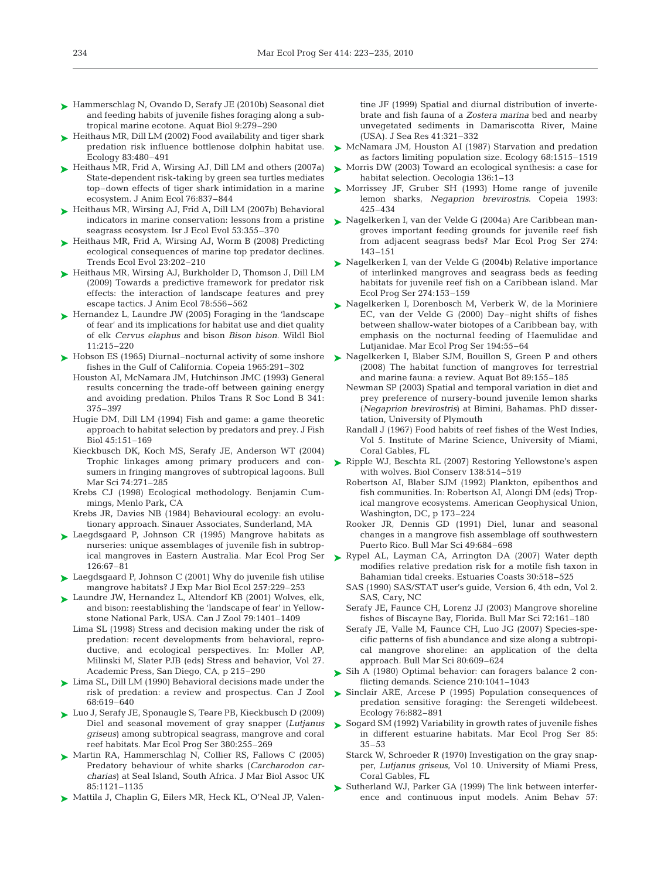Hammerschlag N, Ovando D, Serafy JE (2010b) Seasonal diet and feeding habits of juvenile fishes foraging along a subtropical marine ecotone. Aquat Biol 9:279–290

Heithaus MR, Dill LM (2002) Food availability and tiger shark predation risk influence bottlenose dolphin habitat use. Ecology 83:480–491

Heithaus MR, Frid A, Wirsing AJ, Dill LM and others (2007a) State-dependent risk-taking by green sea turtles mediates top–down effects of tiger shark intimidation in a marine ecosystem. J Anim Ecol 76:837–844

Heithaus MR, Wirsing AJ, Frid A, Dill LM (2007b) Behavioral indicators in marine conservation: lessons from a pristine seagrass ecosystem. Isr J Ecol Evol 53:355–370

Heithaus MR, Frid A, Wirsing AJ, Worm B (2008) Predicting ecological consequences of marine top predator declines. Trends Ecol Evol 23:202–210

Heithaus MR, Wirsing AJ, Burkholder D, Thomson J, Dill LM (2009) Towards a predictive framework for predator risk effects: the interaction of landscape features and prey escape tactics. J Anim Ecol 78:556–562

Hernandez L, Laundre JW (2005) Foraging in the 'landscape of fear' and its implications for habitat use and diet quality of elk *Cervus elaphus* and bison *Bison bison*. Wildl Biol 11:215–220

Hobson ES (1965) Diurnal–nocturnal activity of some inshore fishes in the Gulf of California. Copeia 1965:291–302

Houston AI, McNamara JM, Hutchinson JMC (1993) General results concerning the trade-off between gaining energy and avoiding predation. Philos Trans R Soc Lond B 341: 375–397

Hugie DM, Dill LM (1994) Fish and game: a game theoretic approach to habitat selection by predators and prey. J Fish Biol 45:151–169

Kieckbusch DK, Koch MS, Serafy JE, Anderson WT (2004) Trophic linkages among primary producers and consumers in fringing mangroves of subtropical lagoons. Bull Mar Sci 74:271–285

Krebs CJ (1998) Ecological methodology. Benjamin Cummings, Menlo Park, CA

Krebs JR, Davies NB (1984) Behavioural ecology: an evolutionary approach. Sinauer Associates, Sunderland, MA

Laegdsgaard P, Johnson CR (1995) Mangrove habitats as nurseries: unique assemblages of juvenile fish in subtropical mangroves in Eastern Australia. Mar Ecol Prog Ser 126:67–81

Laegdsgaard P, Johnson C (2001) Why do juvenile fish utilise mangrove habitats? J Exp Mar Biol Ecol 257:229–253

Laundre JW, Hernandez L, Altendorf KB (2001) Wolves, elk, and bison: reestablishing the 'landscape of fear' in Yellowstone National Park, USA. Can J Zool 79:1401–1409

Lima SL (1998) Stress and decision making under the risk of predation: recent developments from behavioral, reproductive, and ecological perspectives. In: Moller AP, Milinski M, Slater PJB (eds) Stress and behavior, Vol 27. Academic Press, San Diego, CA, p 215–290

Lima SL, Dill LM (1990) Behavioral decisions made under the risk of predation: a review and prospectus. Can J Zool 68:619–640

Luo J, Serafy JE, Sponaugle S, Teare PB, Kieckbusch D (2009) Diel and seasonal movement of gray snapper (*Lutjanus griseus*) among subtropical seagrass, mangrove and coral reef habitats. Mar Ecol Prog Ser 380:255–269

Martin RA, Hammerschlag N, Collier RS, Fallows C (2005) Predatory behaviour of white sharks (*Carcharodon carcharias*) at Seal Island, South Africa. J Mar Biol Assoc UK 85:1121–1135

Mattila J, Chaplin G, Eilers MR, Heck KL, O'Neal JP, Valentine JF (1999) Spatial and diurnal distribution of invertebrate and fish fauna of a *Zostera marina* bed and nearby unvegetated sediments in Damariscotta River, Maine (USA). J Sea Res 41:321–332

McNamara JM, Houston AI (1987) Starvation and predation as factors limiting population size. Ecology 68:1515–1519

Morris DW (2003) Toward an ecological synthesis: a case for habitat selection. Oecologia 136:1–13

Morrissey JF, Gruber SH (1993) Home range of juvenile lemon sharks, *Negaprion brevirostris*. Copeia 1993: 425–434

Nagelkerken I, van der Velde G (2004a) Are Caribbean mangroves important feeding grounds for juvenile reef fish from adjacent seagrass beds? Mar Ecol Prog Ser 274: 143–151

Nagelkerken I, van der Velde G (2004b) Relative importance of interlinked mangroves and seagrass beds as feeding habitats for juvenile reef fish on a Caribbean island. Mar Ecol Prog Ser 274:153–159

Nagelkerken I, Dorenbosch M, Verberk W, de la Moriniere EC, van der Velde G (2000) Day–night shifts of fishes between shallow-water biotopes of a Caribbean bay, with emphasis on the nocturnal feeding of Haemulidae and Lutjanidae. Mar Ecol Prog Ser 194:55–64

Nagelkerken I, Blaber SJM, Bouillon S, Green P and others (2008) The habitat function of mangroves for terrestrial and marine fauna: a review. Aquat Bot 89:155–185

Newman SP (2003) Spatial and temporal variation in diet and prey preference of nursery-bound juvenile lemon sharks (*Negaprion brevirostris*) at Bimini, Bahamas. PhD dissertation, University of Plymouth

Randall J (1967) Food habits of reef fishes of the West Indies, Vol 5. Institute of Marine Science, University of Miami, Coral Gables, FL

Ripple WJ, Beschta RL (2007) Restoring Yellowstone's aspen with wolves. Biol Conserv 138:514–519

Robertson AI, Blaber SJM (1992) Plankton, epibenthos and fish communities. In: Robertson AI, Alongi DM (eds) Tropical mangrove ecosystems. American Geophysical Union, Washington, DC, p 173–224

Rooker JR, Dennis GD (1991) Diel, lunar and seasonal changes in a mangrove fish assemblage off southwestern Puerto Rico. Bull Mar Sci 49:684–698

Rypel AL, Layman CA, Arrington DA (2007) Water depth modifies relative predation risk for a motile fish taxon in Bahamian tidal creeks. Estuaries Coasts 30:518–525

SAS (1990) SAS/STAT user's guide, Version 6, 4th edn, Vol 2. SAS, Cary, NC

Serafy JE, Faunce CH, Lorenz JJ (2003) Mangrove shoreline fishes of Biscayne Bay, Florida. Bull Mar Sci 72:161–180

Serafy JE, Valle M, Faunce CH, Luo JG (2007) Species-specific patterns of fish abundance and size along a subtropical mangrove shoreline: an application of the delta approach. Bull Mar Sci 80:609–624

Sih A (1980) Optimal behavior: can foragers balance 2 conflicting demands. Science 210:1041–1043

Sinclair ARE, Arcese P (1995) Population consequences of predation sensitive foraging: the Serengeti wildebeest. Ecology 76:882–891

Sogard SM (1992) Variability in growth rates of juvenile fishes in different estuarine habitats. Mar Ecol Prog Ser 85: 35–53

Starck W, Schroeder R (1970) Investigation on the gray snapper, *Lutjanus griseus*, Vol 10. University of Miami Press, Coral Gables, FL

Sutherland WJ, Parker GA (1999) The link between interference and continuous input models. Anim Behav 57: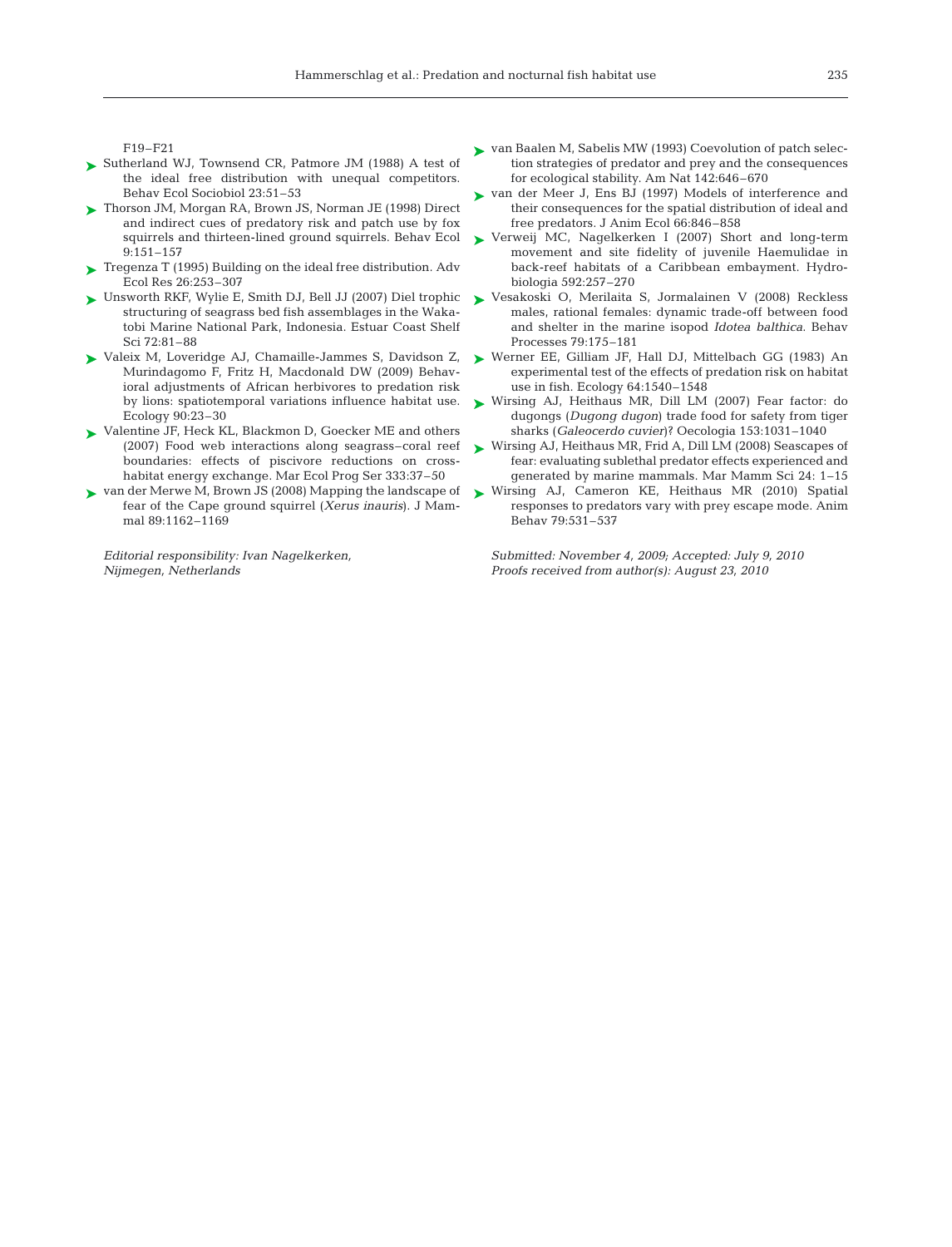F19–F21

- Sutherland WJ, Townsend CR, Patmore JM (1988) A test of the ideal free distribution with unequal competitors. Behav Ecol Sociobiol 23:51–53
- Thorson JM, Morgan RA, Brown JS, Norman JE (1998) Direct and indirect cues of predatory risk and patch use by fox squirrels and thirteen-lined ground squirrels. Behav Ecol 9:151–157
- Tregenza T (1995) Building on the ideal free distribution. Adv Ecol Res 26:253–307
- Unsworth RKF, Wylie E, Smith DJ, Bell JJ (2007) Diel trophic structuring of seagrass bed fish assemblages in the Wakatobi Marine National Park, Indonesia. Estuar Coast Shelf Sci 72:81–88
- Valeix M, Loveridge AJ, Chamaille-Jammes S, Davidson Z, Murindagomo F, Fritz H, Macdonald DW (2009) Behavioral adjustments of African herbivores to predation risk by lions: spatiotemporal variations influence habitat use. Ecology 90:23–30
- Valentine JF, Heck KL, Blackmon D, Goecker ME and others (2007) Food web interactions along seagrass–coral reef boundaries: effects of piscivore reductions on cross-habitat energy exchange. Mar Ecol Prog Ser 333:37–50
- van der Merwe M, Brown JS (2008) Mapping the landscape of fear of the Cape ground squirrel (*Xerus inauris*). J Mammal 89:1162–1169
- van Baalen M, Sabelis MW (1993) Coevolution of patch selection strategies of predator and prey and the consequences for ecological stability. Am Nat 142:646–670
- van der Meer J, Ens BJ (1997) Models of interference and their consequences for the spatial distribution of ideal and free predators. J Anim Ecol 66:846–858
- Verweij MC, Nagelkerken I (2007) Short and long-term movement and site fidelity of juvenile Haemulidae in back-reef habitats of a Caribbean embayment. Hydrobiologia 592:257–270
- Vesakoski O, Merilaita S, Jormalainen V (2008) Reckless males, rational females: dynamic trade-off between food and shelter in the marine isopod *Idotea balthica*. Behav Processes 79:175–181
- Werner EE, Gilliam JF, Hall DJ, Mittelbach GG (1983) An experimental test of the effects of predation risk on habitat use in fish. Ecology 64:1540–1548
- Wirsing AJ, Heithaus MR, Dill LM (2007) Fear factor: do dugongs (*Dugong dugon*) trade food for safety from tiger sharks (*Galeocerdo cuvier*)? Oecologia 153:1031–1040
- Wirsing AJ, Heithaus MR, Frid A, Dill LM (2008) Seascapes of fear: evaluating sublethal predator effects experienced and generated by marine mammals. Mar Mamm Sci 24: 1–15
- Wirsing AJ, Cameron KE, Heithaus MR (2010) Spatial responses to predators vary with prey escape mode. Anim Behav 79:531–537

*Editorial responsibility: Ivan Nagelkerken, Nijmegen, Netherlands*

*Submitted: November 4, 2009; Accepted: July 9, 2010*
*Proofs received from author(s): August 23, 2010*